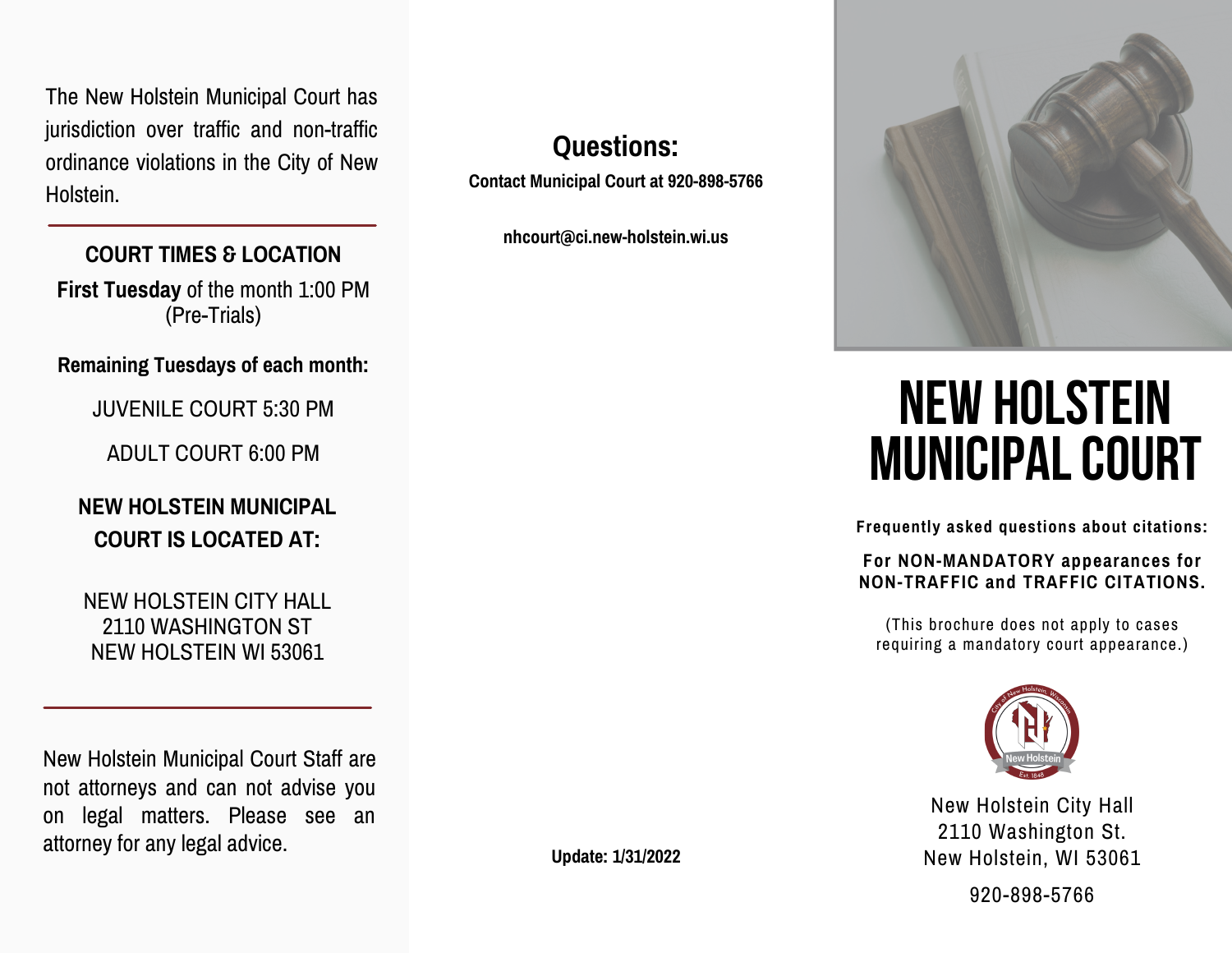The New Holstein Municipal Court has jurisdiction over traffic and non-traffic ordinance violations in the City of New Holstein.

## COURT TIMES & LOCATION

**First Tuesday** of the month 1:00 PM (Pre-Trials)

**Remaining Tuesdays of each month:**

JUVENILE COURT 5:30 PM

ADULT COURT 6:00 PM

**NEW HOLSTEIN MUNICIPAL COURT IS LOCATED AT:**

NEW HOLSTEIN CITY HALL
2110 WASHINGTON ST
NEW HOLSTEIN WI 53061

New Holstein Municipal Court Staff are not attorneys and can not advise you on legal matters. Please see an attorney for any legal advice.

## Questions:

**Contact Municipal Court at 920-898-5766**

**nhcourt@ci.new-holstein.wi.us**

**Update: 1/31/2022**

# NEW HOLSTEIN MUNICIPAL COURT

**Frequently asked questions about citations:**

**For NON-MANDATORY appearances for NON-TRAFFIC and TRAFFIC CITATIONS.**

(This brochure does not apply to cases requiring a mandatory court appearance.)

New Holstein City Hall
2110 Washington St.
New Holstein, WI 53061

920-898-5766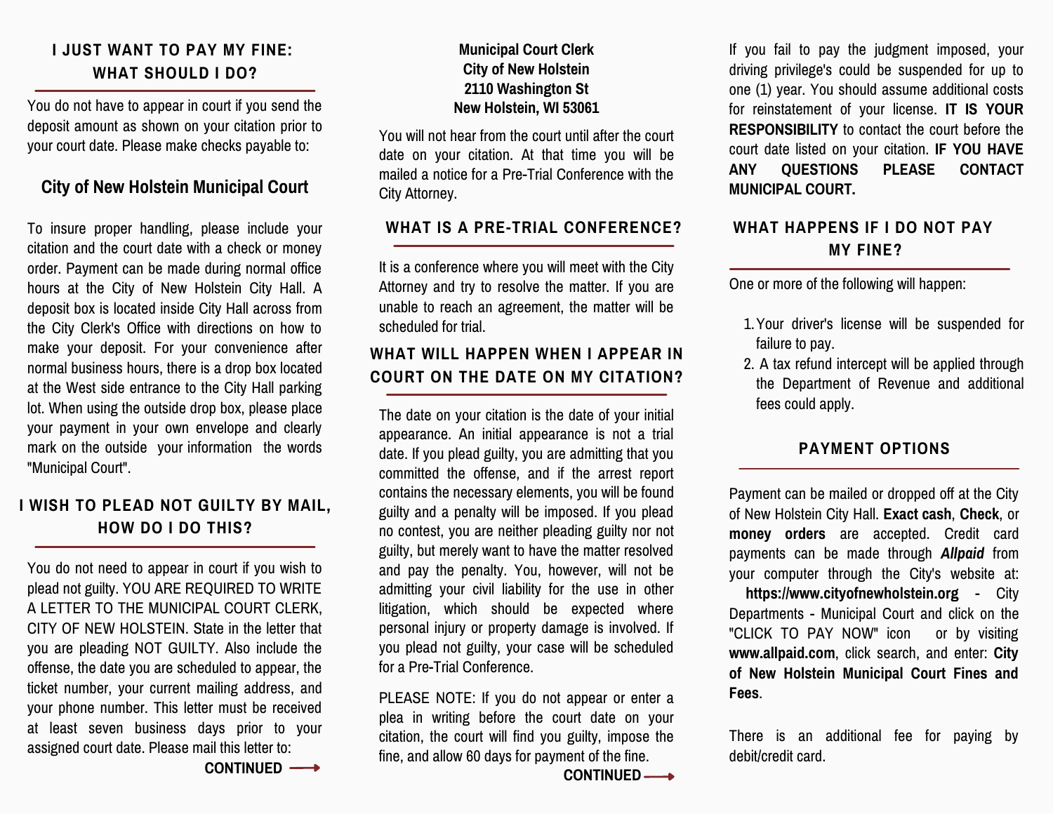## I JUST WANT TO PAY MY FINE: WHAT SHOULD I DO?

You do not have to appear in court if you send the deposit amount as shown on your citation prior to your court date. Please make checks payable to:

**City of New Holstein Municipal Court**

To insure proper handling, please include your citation and the court date with a check or money order. Payment can be made during normal office hours at the City of New Holstein City Hall. A deposit box is located inside City Hall across from the City Clerk's Office with directions on how to make your deposit. For your convenience after normal business hours, there is a drop box located at the West side entrance to the City Hall parking lot. When using the outside drop box, please place your payment in your own envelope and clearly mark on the outside your information the words "Municipal Court".

## I WISH TO PLEAD NOT GUILTY BY MAIL, HOW DO I DO THIS?

You do not need to appear in court if you wish to plead not guilty. YOU ARE REQUIRED TO WRITE A LETTER TO THE MUNICIPAL COURT CLERK, CITY OF NEW HOLSTEIN. State in the letter that you are pleading NOT GUILTY. Also include the offense, the date you are scheduled to appear, the ticket number, your current mailing address, and your phone number. This letter must be received at least seven business days prior to your assigned court date. Please mail this letter to:

**CONTINUED →**

**Municipal Court Clerk**
**City of New Holstein**
**2110 Washington St**
**New Holstein, WI 53061**

You will not hear from the court until after the court date on your citation. At that time you will be mailed a notice for a Pre-Trial Conference with the City Attorney.

## WHAT IS A PRE-TRIAL CONFERENCE?

It is a conference where you will meet with the City Attorney and try to resolve the matter. If you are unable to reach an agreement, the matter will be scheduled for trial.

## WHAT WILL HAPPEN WHEN I APPEAR IN COURT ON THE DATE ON MY CITATION?

The date on your citation is the date of your initial appearance. An initial appearance is not a trial date. If you plead guilty, you are admitting that you committed the offense, and if the arrest report contains the necessary elements, you will be found guilty and a penalty will be imposed. If you plead no contest, you are neither pleading guilty nor not guilty, but merely want to have the matter resolved and pay the penalty. You, however, will not be admitting your civil liability for the use in other litigation, which should be expected where personal injury or property damage is involved. If you plead not guilty, your case will be scheduled for a Pre-Trial Conference.

PLEASE NOTE: If you do not appear or enter a plea in writing before the court date on your citation, the court will find you guilty, impose the fine, and allow 60 days for payment of the fine.

**CONTINUED →**

If you fail to pay the judgment imposed, your driving privilege's could be suspended for up to one (1) year. You should assume additional costs for reinstatement of your license. **IT IS YOUR RESPONSIBILITY** to contact the court before the court date listed on your citation. **IF YOU HAVE ANY QUESTIONS PLEASE CONTACT MUNICIPAL COURT.**

## WHAT HAPPENS IF I DO NOT PAY MY FINE?

One or more of the following will happen:

1. Your driver's license will be suspended for failure to pay.
2. A tax refund intercept will be applied through the Department of Revenue and additional fees could apply.

## PAYMENT OPTIONS

Payment can be mailed or dropped off at the City of New Holstein City Hall. **Exact cash**, **Check**, or **money orders** are accepted. Credit card payments can be made through ***Allpaid*** from your computer through the City's website at: **https://www.cityofnewholstein.org** - City Departments - Municipal Court and click on the "CLICK TO PAY NOW" icon or by visiting **www.allpaid.com**, click search, and enter: **City of New Holstein Municipal Court Fines and Fees**.

There is an additional fee for paying by debit/credit card.